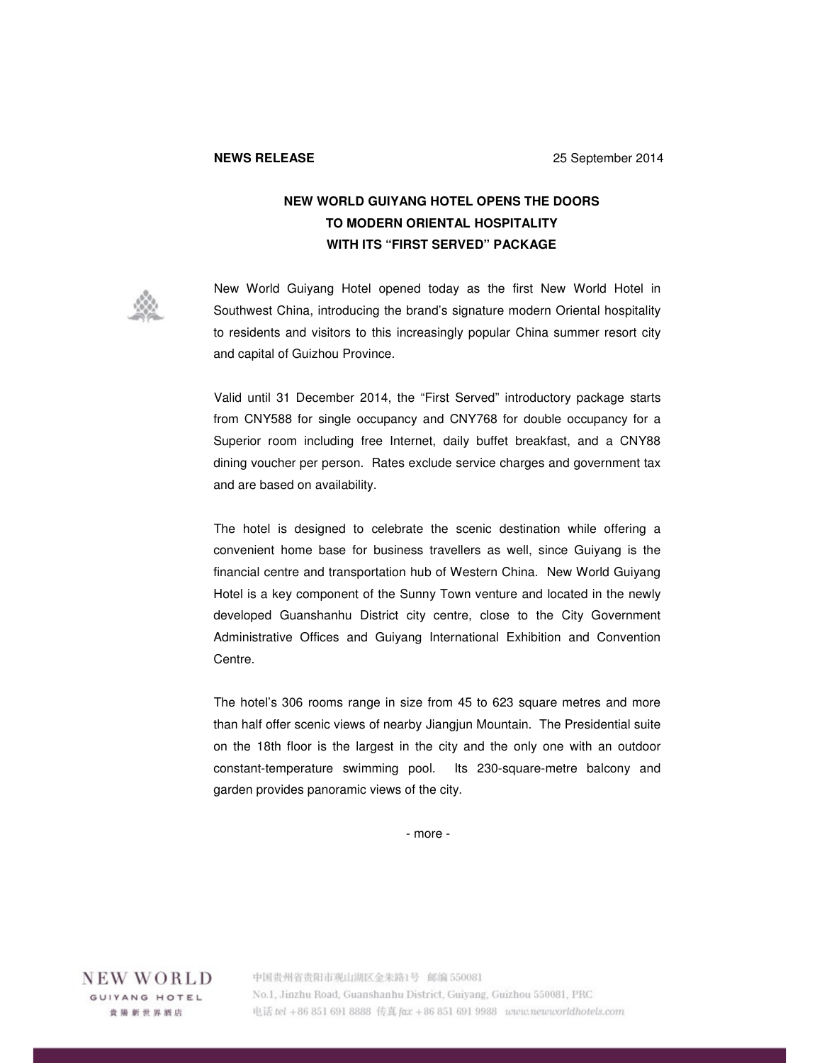**NEWS RELEASE** 25 September 2014

# NEW WORLD GUIYANG HOTEL OPENS THE DOORS TO MODERN ORIENTAL HOSPITALITY WITH ITS "FIRST SERVED" PACKAGE

New World Guiyang Hotel opened today as the first New World Hotel in Southwest China, introducing the brand's signature modern Oriental hospitality to residents and visitors to this increasingly popular China summer resort city and capital of Guizhou Province.

Valid until 31 December 2014, the "First Served" introductory package starts from CNY588 for single occupancy and CNY768 for double occupancy for a Superior room including free Internet, daily buffet breakfast, and a CNY88 dining voucher per person. Rates exclude service charges and government tax and are based on availability.

The hotel is designed to celebrate the scenic destination while offering a convenient home base for business travellers as well, since Guiyang is the financial centre and transportation hub of Western China. New World Guiyang Hotel is a key component of the Sunny Town venture and located in the newly developed Guanshanhu District city centre, close to the City Government Administrative Offices and Guiyang International Exhibition and Convention Centre.

The hotel's 306 rooms range in size from 45 to 623 square metres and more than half offer scenic views of nearby Jiangjun Mountain. The Presidential suite on the 18th floor is the largest in the city and the only one with an outdoor constant-temperature swimming pool. Its 230-square-metre balcony and garden provides panoramic views of the city.

- more -

NEW WORLD GUIYANG HOTEL 貴陽新世界酒店

中国贵州省贵阳市观山湖区金朱路1号 邮编 550081
No.1, Jinzhu Road, Guanshanhu District, Guiyang, Guizhou 550081, PRC
电话 tel +86 851 691 8888 传真 fax +86 851 691 9988 www.newworldhotels.com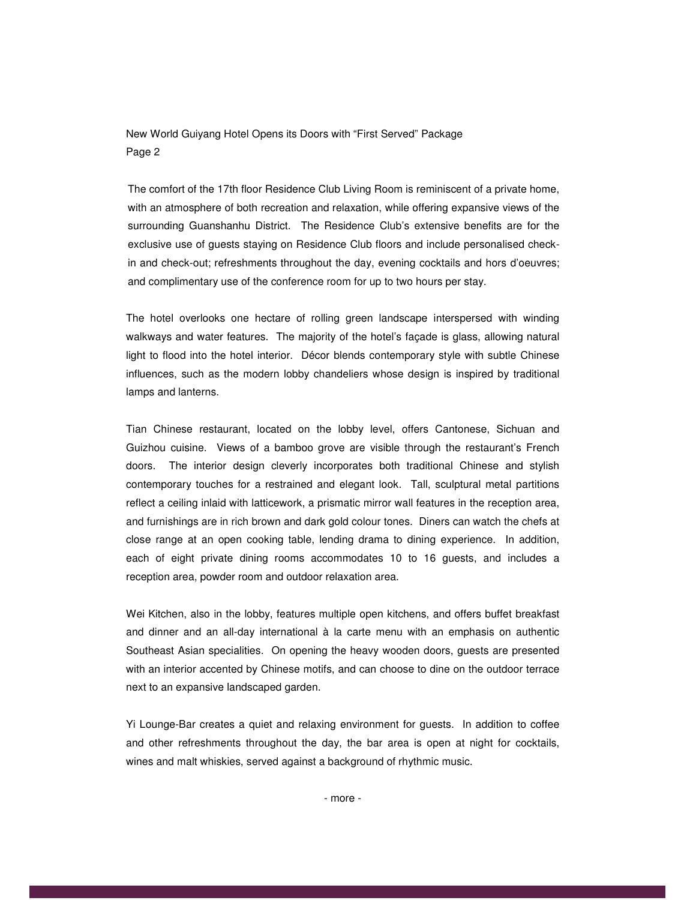The comfort of the 17th floor Residence Club Living Room is reminiscent of a private home, with an atmosphere of both recreation and relaxation, while offering expansive views of the surrounding Guanshanhu District. The Residence Club's extensive benefits are for the exclusive use of guests staying on Residence Club floors and include personalised check-in and check-out; refreshments throughout the day, evening cocktails and hors d'oeuvres; and complimentary use of the conference room for up to two hours per stay.

The hotel overlooks one hectare of rolling green landscape interspersed with winding walkways and water features. The majority of the hotel's façade is glass, allowing natural light to flood into the hotel interior. Décor blends contemporary style with subtle Chinese influences, such as the modern lobby chandeliers whose design is inspired by traditional lamps and lanterns.

Tian Chinese restaurant, located on the lobby level, offers Cantonese, Sichuan and Guizhou cuisine. Views of a bamboo grove are visible through the restaurant's French doors. The interior design cleverly incorporates both traditional Chinese and stylish contemporary touches for a restrained and elegant look. Tall, sculptural metal partitions reflect a ceiling inlaid with latticework, a prismatic mirror wall features in the reception area, and furnishings are in rich brown and dark gold colour tones. Diners can watch the chefs at close range at an open cooking table, lending drama to dining experience. In addition, each of eight private dining rooms accommodates 10 to 16 guests, and includes a reception area, powder room and outdoor relaxation area.

Wei Kitchen, also in the lobby, features multiple open kitchens, and offers buffet breakfast and dinner and an all-day international à la carte menu with an emphasis on authentic Southeast Asian specialities. On opening the heavy wooden doors, guests are presented with an interior accented by Chinese motifs, and can choose to dine on the outdoor terrace next to an expansive landscaped garden.

Yi Lounge-Bar creates a quiet and relaxing environment for guests. In addition to coffee and other refreshments throughout the day, the bar area is open at night for cocktails, wines and malt whiskies, served against a background of rhythmic music.

- more -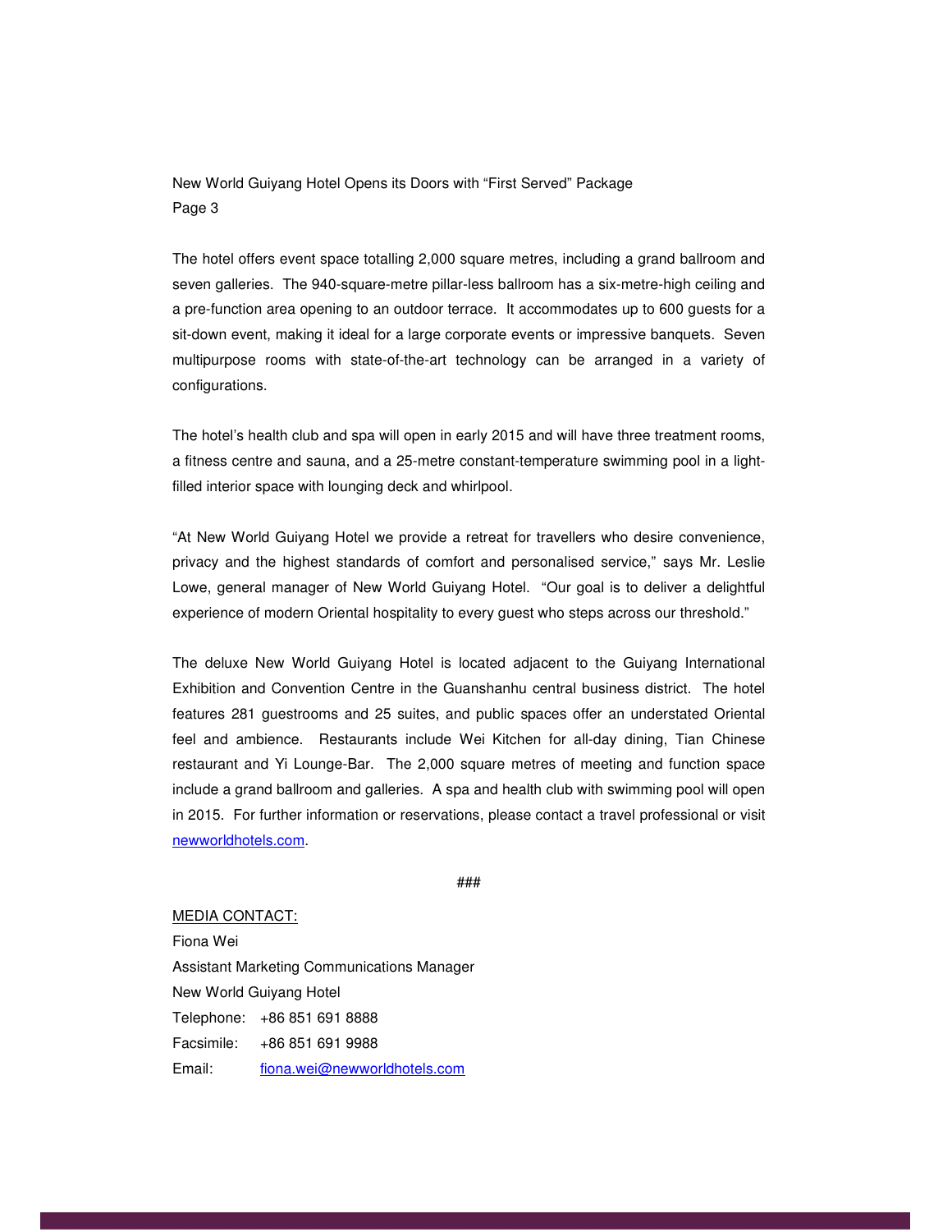The hotel offers event space totalling 2,000 square metres, including a grand ballroom and seven galleries. The 940-square-metre pillar-less ballroom has a six-metre-high ceiling and a pre-function area opening to an outdoor terrace. It accommodates up to 600 guests for a sit-down event, making it ideal for a large corporate events or impressive banquets. Seven multipurpose rooms with state-of-the-art technology can be arranged in a variety of configurations.

The hotel's health club and spa will open in early 2015 and will have three treatment rooms, a fitness centre and sauna, and a 25-metre constant-temperature swimming pool in a light-filled interior space with lounging deck and whirlpool.

"At New World Guiyang Hotel we provide a retreat for travellers who desire convenience, privacy and the highest standards of comfort and personalised service," says Mr. Leslie Lowe, general manager of New World Guiyang Hotel. "Our goal is to deliver a delightful experience of modern Oriental hospitality to every guest who steps across our threshold."

The deluxe New World Guiyang Hotel is located adjacent to the Guiyang International Exhibition and Convention Centre in the Guanshanhu central business district. The hotel features 281 guestrooms and 25 suites, and public spaces offer an understated Oriental feel and ambience. Restaurants include Wei Kitchen for all-day dining, Tian Chinese restaurant and Yi Lounge-Bar. The 2,000 square metres of meeting and function space include a grand ballroom and galleries. A spa and health club with swimming pool will open in 2015. For further information or reservations, please contact a travel professional or visit newworldhotels.com.

###

MEDIA CONTACT:
Fiona Wei
Assistant Marketing Communications Manager
New World Guiyang Hotel
Telephone: +86 851 691 8888
Facsimile: +86 851 691 9988
Email: fiona.wei@newworldhotels.com